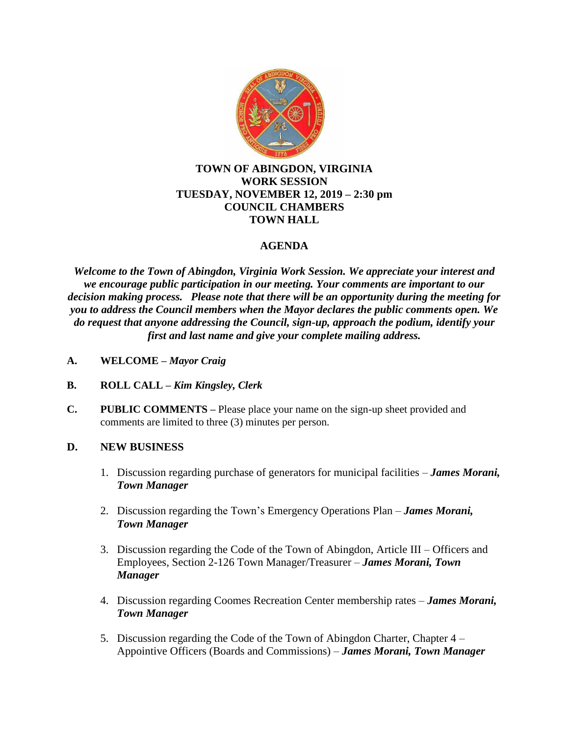**TOWN OF ABINGDON, VIRGINIA**
**WORK SESSION**
**TUESDAY, NOVEMBER 12, 2019 – 2:30 pm**
**COUNCIL CHAMBERS**
**TOWN HALL**

## AGENDA

***Welcome to the Town of Abingdon, Virginia Work Session. We appreciate your interest and we encourage public participation in our meeting. Your comments are important to our decision making process. Please note that there will be an opportunity during the meeting for you to address the Council members when the Mayor declares the public comments open. We do request that anyone addressing the Council, sign-up, approach the podium, identify your first and last name and give your complete mailing address.***

**A. WELCOME** – ***Mayor Craig***

**B. ROLL CALL** – ***Kim Kingsley, Clerk***

**C. PUBLIC COMMENTS** – Please place your name on the sign-up sheet provided and comments are limited to three (3) minutes per person.

**D. NEW BUSINESS**

1. Discussion regarding purchase of generators for municipal facilities – ***James Morani, Town Manager***

2. Discussion regarding the Town's Emergency Operations Plan – ***James Morani, Town Manager***

3. Discussion regarding the Code of the Town of Abingdon, Article III – Officers and Employees, Section 2-126 Town Manager/Treasurer – ***James Morani, Town Manager***

4. Discussion regarding Coomes Recreation Center membership rates – ***James Morani, Town Manager***

5. Discussion regarding the Code of the Town of Abingdon Charter, Chapter 4 – Appointive Officers (Boards and Commissions) – ***James Morani, Town Manager***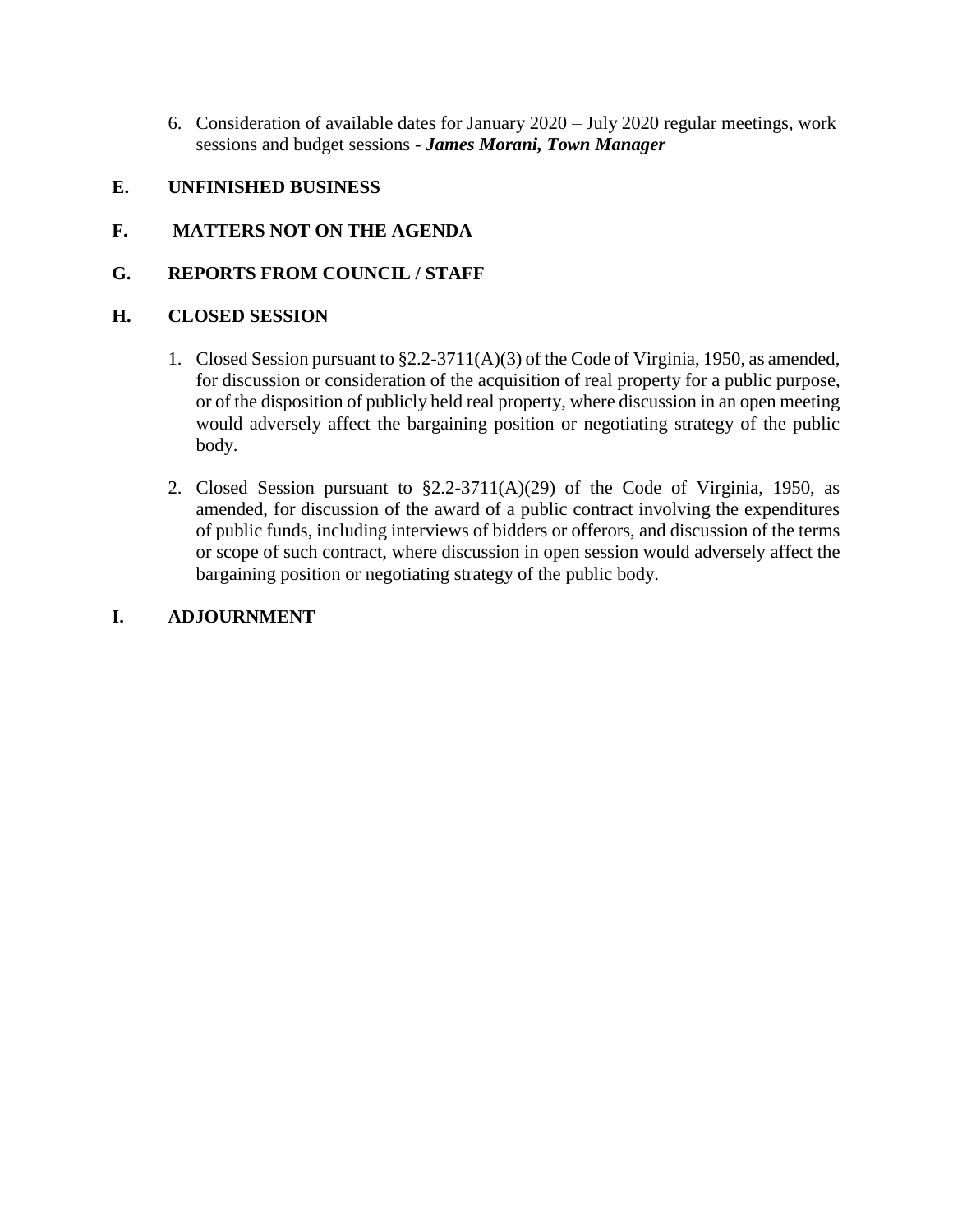6. Consideration of available dates for January 2020 – July 2020 regular meetings, work sessions and budget sessions - ***James Morani, Town Manager***

## E. UNFINISHED BUSINESS

## F. MATTERS NOT ON THE AGENDA

## G. REPORTS FROM COUNCIL / STAFF

## H. CLOSED SESSION

1. Closed Session pursuant to §2.2-3711(A)(3) of the Code of Virginia, 1950, as amended, for discussion or consideration of the acquisition of real property for a public purpose, or of the disposition of publicly held real property, where discussion in an open meeting would adversely affect the bargaining position or negotiating strategy of the public body.

2. Closed Session pursuant to §2.2-3711(A)(29) of the Code of Virginia, 1950, as amended, for discussion of the award of a public contract involving the expenditures of public funds, including interviews of bidders or offerors, and discussion of the terms or scope of such contract, where discussion in open session would adversely affect the bargaining position or negotiating strategy of the public body.

## I. ADJOURNMENT